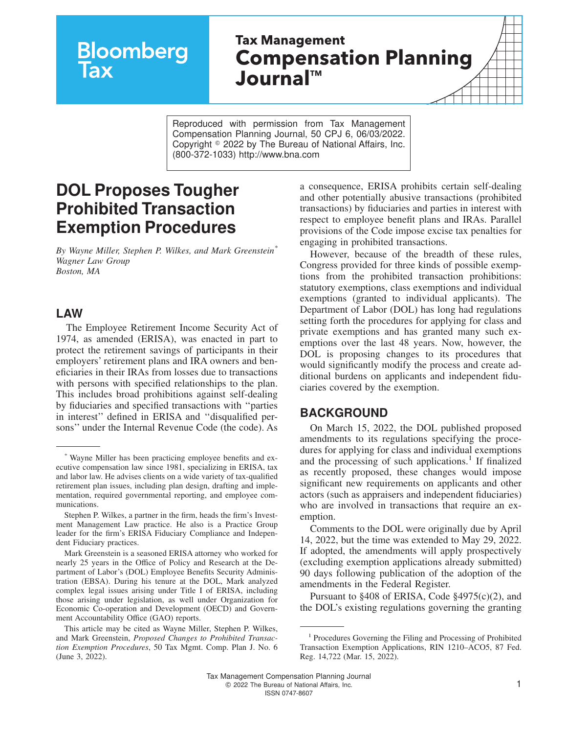Bloomberg Tax

Tax Management
Compensation Planning Journal™

Reproduced with permission from Tax Management Compensation Planning Journal, 50 CPJ 6, 06/03/2022. Copyright © 2022 by The Bureau of National Affairs, Inc. (800-372-1033) http://www.bna.com

# DOL Proposes Tougher Prohibited Transaction Exemption Procedures

*By Wayne Miller, Stephen P. Wilkes, and Mark Greenstein\**
*Wagner Law Group*
*Boston, MA*

## LAW

The Employee Retirement Income Security Act of 1974, as amended (ERISA), was enacted in part to protect the retirement savings of participants in their employers' retirement plans and IRA owners and beneficiaries in their IRAs from losses due to transactions with persons with specified relationships to the plan. This includes broad prohibitions against self-dealing by fiduciaries and specified transactions with ''parties in interest'' defined in ERISA and ''disqualified persons'' under the Internal Revenue Code (the code). As a consequence, ERISA prohibits certain self-dealing and other potentially abusive transactions (prohibited transactions) by fiduciaries and parties in interest with respect to employee benefit plans and IRAs. Parallel provisions of the Code impose excise tax penalties for engaging in prohibited transactions.

However, because of the breadth of these rules, Congress provided for three kinds of possible exemptions from the prohibited transaction prohibitions: statutory exemptions, class exemptions and individual exemptions (granted to individual applicants). The Department of Labor (DOL) has long had regulations setting forth the procedures for applying for class and private exemptions and has granted many such exemptions over the last 48 years. Now, however, the DOL is proposing changes to its procedures that would significantly modify the process and create additional burdens on applicants and independent fiduciaries covered by the exemption.

## BACKGROUND

On March 15, 2022, the DOL published proposed amendments to its regulations specifying the procedures for applying for class and individual exemptions and the processing of such applications.[1] If finalized as recently proposed, these changes would impose significant new requirements on applicants and other actors (such as appraisers and independent fiduciaries) who are involved in transactions that require an exemption.

Comments to the DOL were originally due by April 14, 2022, but the time was extended to May 29, 2022. If adopted, the amendments will apply prospectively (excluding exemption applications already submitted) 90 days following publication of the adoption of the amendments in the Federal Register.

Pursuant to §408 of ERISA, Code §4975(c)(2), and the DOL's existing regulations governing the granting

---

\* Wayne Miller has been practicing employee benefits and executive compensation law since 1981, specializing in ERISA, tax and labor law. He advises clients on a wide variety of tax-qualified retirement plan issues, including plan design, drafting and implementation, required governmental reporting, and employee communications.

Stephen P. Wilkes, a partner in the firm, heads the firm's Investment Management Law practice. He also is a Practice Group leader for the firm's ERISA Fiduciary Compliance and Independent Fiduciary practices.

Mark Greenstein is a seasoned ERISA attorney who worked for nearly 25 years in the Office of Policy and Research at the Department of Labor's (DOL) Employee Benefits Security Administration (EBSA). During his tenure at the DOL, Mark analyzed complex legal issues arising under Title I of ERISA, including those arising under legislation, as well under Organization for Economic Co-operation and Development (OECD) and Government Accountability Office (GAO) reports.

This article may be cited as Wayne Miller, Stephen P. Wilkes, and Mark Greenstein, *Proposed Changes to Prohibited Transaction Exemption Procedures*, 50 Tax Mgmt. Comp. Plan J. No. 6 (June 3, 2022).

[1] Procedures Governing the Filing and Processing of Prohibited Transaction Exemption Applications, RIN 1210–ACO5, 87 Fed. Reg. 14,722 (Mar. 15, 2022).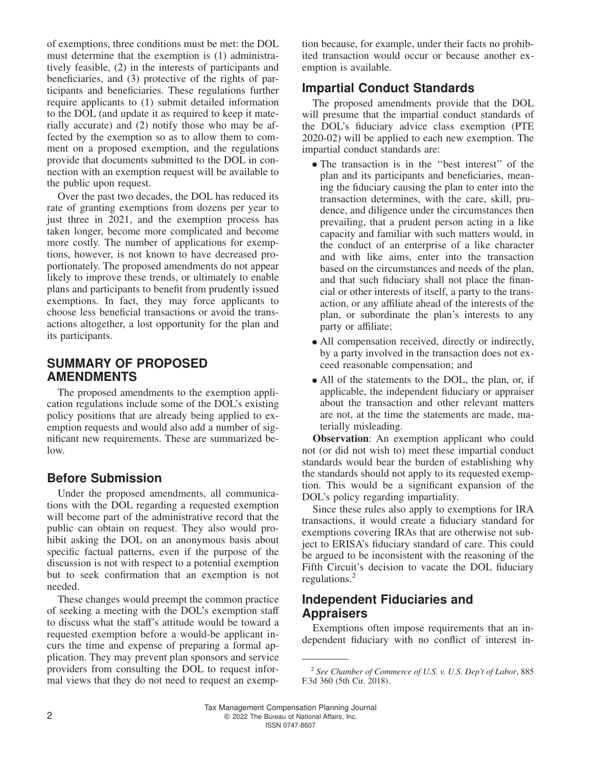of exemptions, three conditions must be met: the DOL must determine that the exemption is (1) administratively feasible, (2) in the interests of participants and beneficiaries, and (3) protective of the rights of participants and beneficiaries. These regulations further require applicants to (1) submit detailed information to the DOL (and update it as required to keep it materially accurate) and (2) notify those who may be affected by the exemption so as to allow them to comment on a proposed exemption, and the regulations provide that documents submitted to the DOL in connection with an exemption request will be available to the public upon request.

Over the past two decades, the DOL has reduced its rate of granting exemptions from dozens per year to just three in 2021, and the exemption process has taken longer, become more complicated and become more costly. The number of applications for exemptions, however, is not known to have decreased proportionately. The proposed amendments do not appear likely to improve these trends, or ultimately to enable plans and participants to benefit from prudently issued exemptions. In fact, they may force applicants to choose less beneficial transactions or avoid the transactions altogether, a lost opportunity for the plan and its participants.

## SUMMARY OF PROPOSED AMENDMENTS

The proposed amendments to the exemption application regulations include some of the DOL's existing policy positions that are already being applied to exemption requests and would also add a number of significant new requirements. These are summarized below.

### Before Submission

Under the proposed amendments, all communications with the DOL regarding a requested exemption will become part of the administrative record that the public can obtain on request. They also would prohibit asking the DOL on an anonymous basis about specific factual patterns, even if the purpose of the discussion is not with respect to a potential exemption but to seek confirmation that an exemption is not needed.

These changes would preempt the common practice of seeking a meeting with the DOL's exemption staff to discuss what the staff's attitude would be toward a requested exemption before a would-be applicant incurs the time and expense of preparing a formal application. They may prevent plan sponsors and service providers from consulting the DOL to request informal views that they do not need to request an exemption because, for example, under their facts no prohibited transaction would occur or because another exemption is available.

### Impartial Conduct Standards

The proposed amendments provide that the DOL will presume that the impartial conduct standards of the DOL's fiduciary advice class exemption (PTE 2020-02) will be applied to each new exemption. The impartial conduct standards are:

- The transaction is in the "best interest" of the plan and its participants and beneficiaries, meaning the fiduciary causing the plan to enter into the transaction determines, with the care, skill, prudence, and diligence under the circumstances then prevailing, that a prudent person acting in a like capacity and familiar with such matters would, in the conduct of an enterprise of a like character and with like aims, enter into the transaction based on the circumstances and needs of the plan, and that such fiduciary shall not place the financial or other interests of itself, a party to the transaction, or any affiliate ahead of the interests of the plan, or subordinate the plan's interests to any party or affiliate;
- All compensation received, directly or indirectly, by a party involved in the transaction does not exceed reasonable compensation; and
- All of the statements to the DOL, the plan, or, if applicable, the independent fiduciary or appraiser about the transaction and other relevant matters are not, at the time the statements are made, materially misleading.

**Observation**: An exemption applicant who could not (or did not wish to) meet these impartial conduct standards would bear the burden of establishing why the standards should not apply to its requested exemption. This would be a significant expansion of the DOL's policy regarding impartiality.

Since these rules also apply to exemptions for IRA transactions, it would create a fiduciary standard for exemptions covering IRAs that are otherwise not subject to ERISA's fiduciary standard of care. This could be argued to be inconsistent with the reasoning of the Fifth Circuit's decision to vacate the DOL fiduciary regulations.[2]

### Independent Fiduciaries and Appraisers

Exemptions often impose requirements that an independent fiduciary with no conflict of interest in-

[2] *See Chamber of Commerce of U.S. v. U.S. Dep't of Labor*, 885 F.3d 360 (5th Cir. 2018).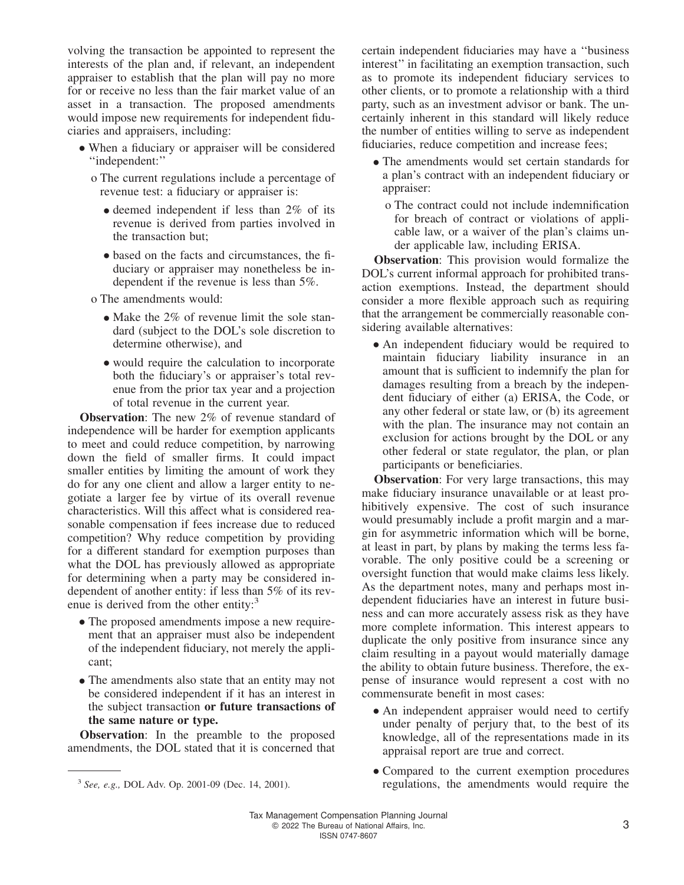volving the transaction be appointed to represent the interests of the plan and, if relevant, an independent appraiser to establish that the plan will pay no more for or receive no less than the fair market value of an asset in a transaction. The proposed amendments would impose new requirements for independent fiduciaries and appraisers, including:

- When a fiduciary or appraiser will be considered ''independent:''
  - o The current regulations include a percentage of revenue test: a fiduciary or appraiser is:
    - deemed independent if less than 2% of its revenue is derived from parties involved in the transaction but;
    - based on the facts and circumstances, the fiduciary or appraiser may nonetheless be independent if the revenue is less than 5%.
  - o The amendments would:
    - Make the 2% of revenue limit the sole standard (subject to the DOL's sole discretion to determine otherwise), and
    - would require the calculation to incorporate both the fiduciary's or appraiser's total revenue from the prior tax year and a projection of total revenue in the current year.

**Observation**: The new 2% of revenue standard of independence will be harder for exemption applicants to meet and could reduce competition, by narrowing down the field of smaller firms. It could impact smaller entities by limiting the amount of work they do for any one client and allow a larger entity to negotiate a larger fee by virtue of its overall revenue characteristics. Will this affect what is considered reasonable compensation if fees increase due to reduced competition? Why reduce competition by providing for a different standard for exemption purposes than what the DOL has previously allowed as appropriate for determining when a party may be considered independent of another entity: if less than 5% of its revenue is derived from the other entity:[3]

- The proposed amendments impose a new requirement that an appraiser must also be independent of the independent fiduciary, not merely the applicant;
- The amendments also state that an entity may not be considered independent if it has an interest in the subject transaction **or future transactions of the same nature or type.**

**Observation**: In the preamble to the proposed amendments, the DOL stated that it is concerned that certain independent fiduciaries may have a ''business interest'' in facilitating an exemption transaction, such as to promote its independent fiduciary services to other clients, or to promote a relationship with a third party, such as an investment advisor or bank. The uncertainly inherent in this standard will likely reduce the number of entities willing to serve as independent fiduciaries, reduce competition and increase fees;

- The amendments would set certain standards for a plan's contract with an independent fiduciary or appraiser:
  - o The contract could not include indemnification for breach of contract or violations of applicable law, or a waiver of the plan's claims under applicable law, including ERISA.

**Observation**: This provision would formalize the DOL's current informal approach for prohibited transaction exemptions. Instead, the department should consider a more flexible approach such as requiring that the arrangement be commercially reasonable considering available alternatives:

- An independent fiduciary would be required to maintain fiduciary liability insurance in an amount that is sufficient to indemnify the plan for damages resulting from a breach by the independent fiduciary of either (a) ERISA, the Code, or any other federal or state law, or (b) its agreement with the plan. The insurance may not contain an exclusion for actions brought by the DOL or any other federal or state regulator, the plan, or plan participants or beneficiaries.

**Observation**: For very large transactions, this may make fiduciary insurance unavailable or at least prohibitively expensive. The cost of such insurance would presumably include a profit margin and a margin for asymmetric information which will be borne, at least in part, by plans by making the terms less favorable. The only positive could be a screening or oversight function that would make claims less likely. As the department notes, many and perhaps most independent fiduciaries have an interest in future business and can more accurately assess risk as they have more complete information. This interest appears to duplicate the only positive from insurance since any claim resulting in a payout would materially damage the ability to obtain future business. Therefore, the expense of insurance would represent a cost with no commensurate benefit in most cases:

- An independent appraiser would need to certify under penalty of perjury that, to the best of its knowledge, all of the representations made in its appraisal report are true and correct.
- Compared to the current exemption procedures regulations, the amendments would require the

[3] *See, e.g.,* DOL Adv. Op. 2001-09 (Dec. 14, 2001).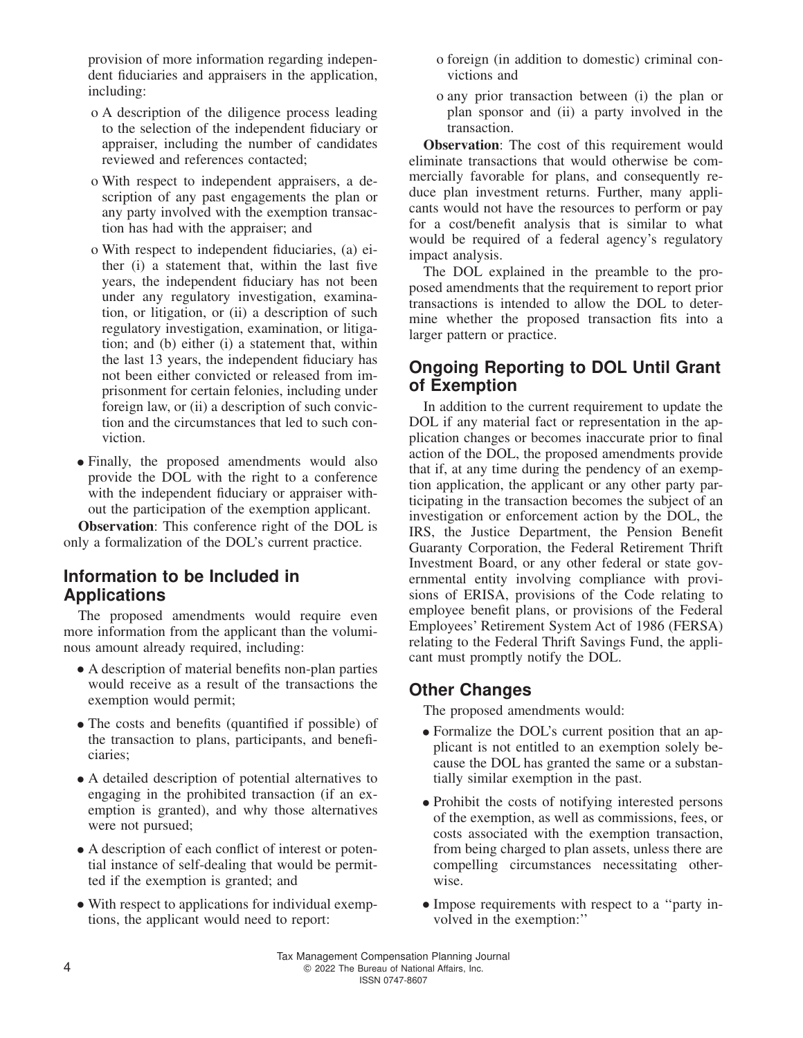provision of more information regarding independent fiduciaries and appraisers in the application, including:

- o A description of the diligence process leading to the selection of the independent fiduciary or appraiser, including the number of candidates reviewed and references contacted;
- o With respect to independent appraisers, a description of any past engagements the plan or any party involved with the exemption transaction has had with the appraiser; and
- o With respect to independent fiduciaries, (a) either (i) a statement that, within the last five years, the independent fiduciary has not been under any regulatory investigation, examination, or litigation, or (ii) a description of such regulatory investigation, examination, or litigation; and (b) either (i) a statement that, within the last 13 years, the independent fiduciary has not been either convicted or released from imprisonment for certain felonies, including under foreign law, or (ii) a description of such conviction and the circumstances that led to such conviction.

- Finally, the proposed amendments would also provide the DOL with the right to a conference with the independent fiduciary or appraiser without the participation of the exemption applicant.

**Observation**: This conference right of the DOL is only a formalization of the DOL's current practice.

## Information to be Included in Applications

The proposed amendments would require even more information from the applicant than the voluminous amount already required, including:

- A description of material benefits non-plan parties would receive as a result of the transactions the exemption would permit;
- The costs and benefits (quantified if possible) of the transaction to plans, participants, and beneficiaries;
- A detailed description of potential alternatives to engaging in the prohibited transaction (if an exemption is granted), and why those alternatives were not pursued;
- A description of each conflict of interest or potential instance of self-dealing that would be permitted if the exemption is granted; and
- With respect to applications for individual exemptions, the applicant would need to report:
  - o foreign (in addition to domestic) criminal convictions and
  - o any prior transaction between (i) the plan or plan sponsor and (ii) a party involved in the transaction.

**Observation**: The cost of this requirement would eliminate transactions that would otherwise be commercially favorable for plans, and consequently reduce plan investment returns. Further, many applicants would not have the resources to perform or pay for a cost/benefit analysis that is similar to what would be required of a federal agency's regulatory impact analysis.

The DOL explained in the preamble to the proposed amendments that the requirement to report prior transactions is intended to allow the DOL to determine whether the proposed transaction fits into a larger pattern or practice.

## Ongoing Reporting to DOL Until Grant of Exemption

In addition to the current requirement to update the DOL if any material fact or representation in the application changes or becomes inaccurate prior to final action of the DOL, the proposed amendments provide that if, at any time during the pendency of an exemption application, the applicant or any other party participating in the transaction becomes the subject of an investigation or enforcement action by the DOL, the IRS, the Justice Department, the Pension Benefit Guaranty Corporation, the Federal Retirement Thrift Investment Board, or any other federal or state governmental entity involving compliance with provisions of ERISA, provisions of the Code relating to employee benefit plans, or provisions of the Federal Employees' Retirement System Act of 1986 (FERSA) relating to the Federal Thrift Savings Fund, the applicant must promptly notify the DOL.

## Other Changes

The proposed amendments would:

- Formalize the DOL's current position that an applicant is not entitled to an exemption solely because the DOL has granted the same or a substantially similar exemption in the past.
- Prohibit the costs of notifying interested persons of the exemption, as well as commissions, fees, or costs associated with the exemption transaction, from being charged to plan assets, unless there are compelling circumstances necessitating otherwise.
- Impose requirements with respect to a ''party involved in the exemption:''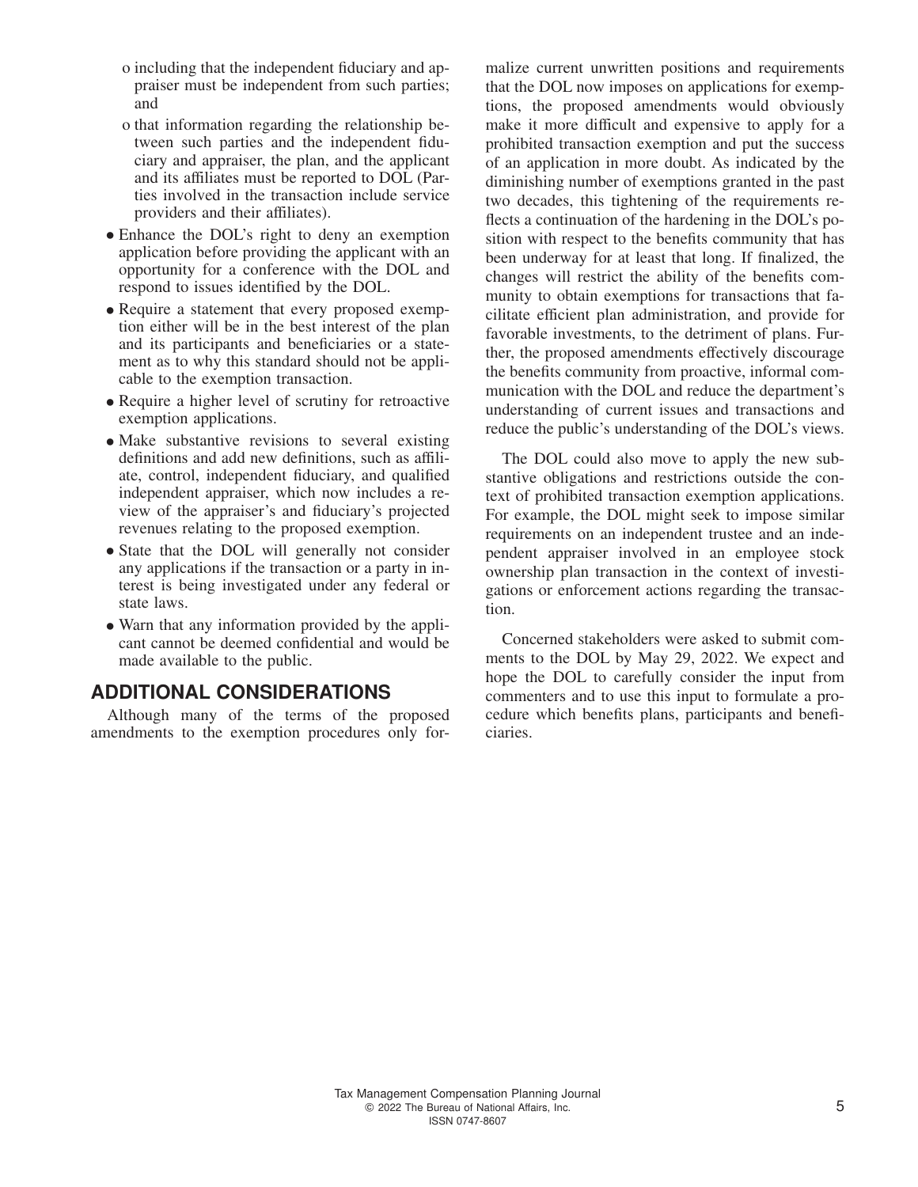- o including that the independent fiduciary and appraiser must be independent from such parties; and
  - o that information regarding the relationship between such parties and the independent fiduciary and appraiser, the plan, and the applicant and its affiliates must be reported to DOL (Parties involved in the transaction include service providers and their affiliates).
- Enhance the DOL's right to deny an exemption application before providing the applicant with an opportunity for a conference with the DOL and respond to issues identified by the DOL.
- Require a statement that every proposed exemption either will be in the best interest of the plan and its participants and beneficiaries or a statement as to why this standard should not be applicable to the exemption transaction.
- Require a higher level of scrutiny for retroactive exemption applications.
- Make substantive revisions to several existing definitions and add new definitions, such as affiliate, control, independent fiduciary, and qualified independent appraiser, which now includes a review of the appraiser's and fiduciary's projected revenues relating to the proposed exemption.
- State that the DOL will generally not consider any applications if the transaction or a party in interest is being investigated under any federal or state laws.
- Warn that any information provided by the applicant cannot be deemed confidential and would be made available to the public.

## ADDITIONAL CONSIDERATIONS

Although many of the terms of the proposed amendments to the exemption procedures only formalize current unwritten positions and requirements that the DOL now imposes on applications for exemptions, the proposed amendments would obviously make it more difficult and expensive to apply for a prohibited transaction exemption and put the success of an application in more doubt. As indicated by the diminishing number of exemptions granted in the past two decades, this tightening of the requirements reflects a continuation of the hardening in the DOL's position with respect to the benefits community that has been underway for at least that long. If finalized, the changes will restrict the ability of the benefits community to obtain exemptions for transactions that facilitate efficient plan administration, and provide for favorable investments, to the detriment of plans. Further, the proposed amendments effectively discourage the benefits community from proactive, informal communication with the DOL and reduce the department's understanding of current issues and transactions and reduce the public's understanding of the DOL's views.

The DOL could also move to apply the new substantive obligations and restrictions outside the context of prohibited transaction exemption applications. For example, the DOL might seek to impose similar requirements on an independent trustee and an independent appraiser involved in an employee stock ownership plan transaction in the context of investigations or enforcement actions regarding the transaction.

Concerned stakeholders were asked to submit comments to the DOL by May 29, 2022. We expect and hope the DOL to carefully consider the input from commenters and to use this input to formulate a procedure which benefits plans, participants and beneficiaries.